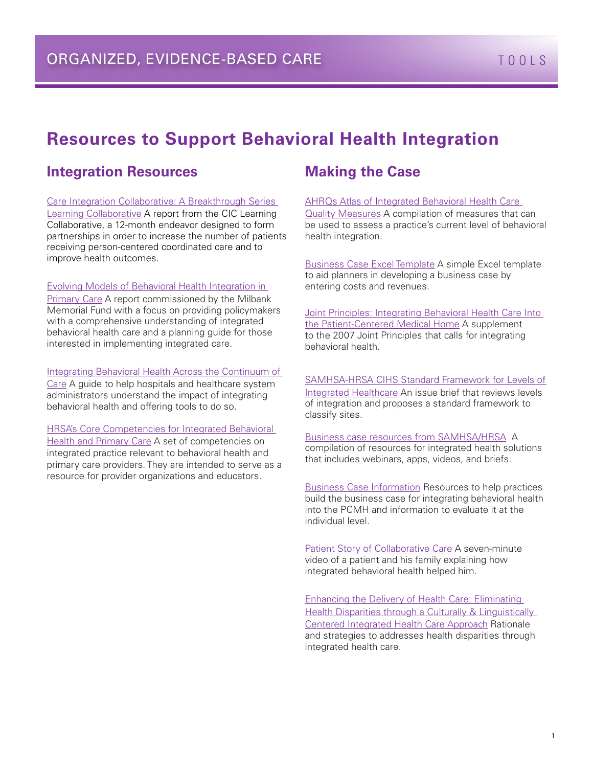ORGANIZED, EVIDENCE-BASED CARE — TOOLS

# Resources to Support Behavioral Health Integration

## Integration Resources

Care Integration Collaborative: A Breakthrough Series Learning Collaborative A report from the CIC Learning Collaborative, a 12-month endeavor designed to form partnerships in order to increase the number of patients receiving person-centered coordinated care and to improve health outcomes.

Evolving Models of Behavioral Health Integration in Primary Care A report commissioned by the Milbank Memorial Fund with a focus on providing policymakers with a comprehensive understanding of integrated behavioral health care and a planning guide for those interested in implementing integrated care.

Integrating Behavioral Health Across the Continuum of Care A guide to help hospitals and healthcare system administrators understand the impact of integrating behavioral health and offering tools to do so.

HRSA's Core Competencies for Integrated Behavioral Health and Primary Care A set of competencies on integrated practice relevant to behavioral health and primary care providers. They are intended to serve as a resource for provider organizations and educators.

## Making the Case

AHRQs Atlas of Integrated Behavioral Health Care Quality Measures A compilation of measures that can be used to assess a practice's current level of behavioral health integration.

Business Case Excel Template A simple Excel template to aid planners in developing a business case by entering costs and revenues.

Joint Principles: Integrating Behavioral Health Care Into the Patient-Centered Medical Home A supplement to the 2007 Joint Principles that calls for integrating behavioral health.

SAMHSA-HRSA CIHS Standard Framework for Levels of Integrated Healthcare An issue brief that reviews levels of integration and proposes a standard framework to classify sites.

Business case resources from SAMHSA/HRSA A compilation of resources for integrated health solutions that includes webinars, apps, videos, and briefs.

Business Case Information Resources to help practices build the business case for integrating behavioral health into the PCMH and information to evaluate it at the individual level.

Patient Story of Collaborative Care A seven-minute video of a patient and his family explaining how integrated behavioral health helped him.

Enhancing the Delivery of Health Care: Eliminating Health Disparities through a Culturally & Linguistically Centered Integrated Health Care Approach Rationale and strategies to addresses health disparities through integrated health care.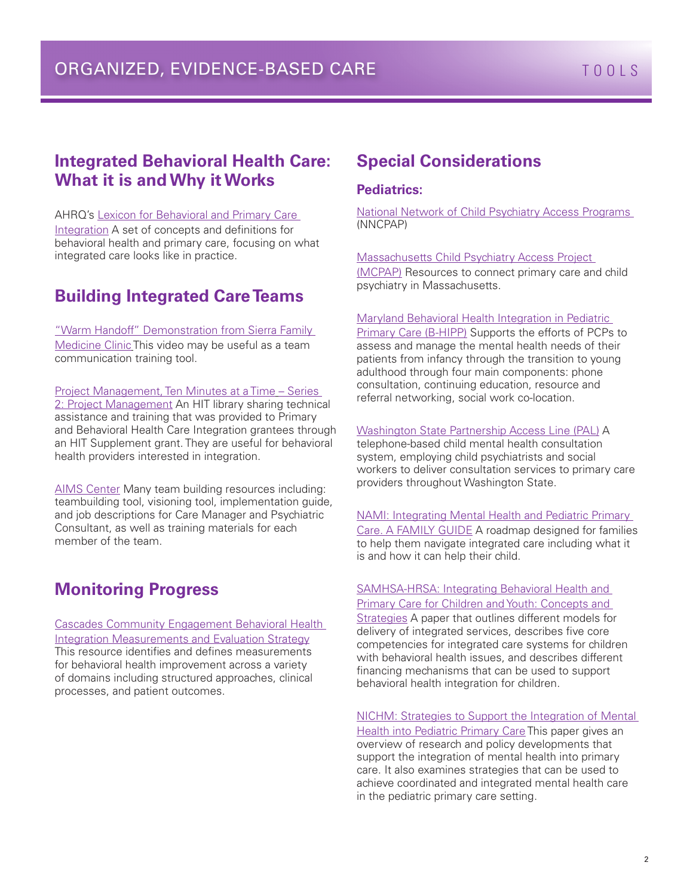# ORGANIZED, EVIDENCE-BASED CARE

TOOLS

## Integrated Behavioral Health Care: What it is and Why it Works

AHRQ's Lexicon for Behavioral and Primary Care Integration A set of concepts and definitions for behavioral health and primary care, focusing on what integrated care looks like in practice.

## Building Integrated Care Teams

"Warm Handoff" Demonstration from Sierra Family Medicine Clinic This video may be useful as a team communication training tool.

Project Management, Ten Minutes at a Time – Series 2: Project Management An HIT library sharing technical assistance and training that was provided to Primary and Behavioral Health Care Integration grantees through an HIT Supplement grant. They are useful for behavioral health providers interested in integration.

AIMS Center Many team building resources including: teambuilding tool, visioning tool, implementation guide, and job descriptions for Care Manager and Psychiatric Consultant, as well as training materials for each member of the team.

## Monitoring Progress

Cascades Community Engagement Behavioral Health Integration Measurements and Evaluation Strategy This resource identifies and defines measurements for behavioral health improvement across a variety of domains including structured approaches, clinical processes, and patient outcomes.

## Special Considerations

### Pediatrics:

National Network of Child Psychiatry Access Programs (NNCPAP)

Massachusetts Child Psychiatry Access Project (MCPAP) Resources to connect primary care and child psychiatry in Massachusetts.

Maryland Behavioral Health Integration in Pediatric Primary Care (B-HIPP) Supports the efforts of PCPs to assess and manage the mental health needs of their patients from infancy through the transition to young adulthood through four main components: phone consultation, continuing education, resource and referral networking, social work co-location.

Washington State Partnership Access Line (PAL) A telephone-based child mental health consultation system, employing child psychiatrists and social workers to deliver consultation services to primary care providers throughout Washington State.

NAMI: Integrating Mental Health and Pediatric Primary Care. A FAMILY GUIDE A roadmap designed for families to help them navigate integrated care including what it is and how it can help their child.

SAMHSA-HRSA: Integrating Behavioral Health and Primary Care for Children and Youth: Concepts and Strategies A paper that outlines different models for delivery of integrated services, describes five core competencies for integrated care systems for children with behavioral health issues, and describes different financing mechanisms that can be used to support behavioral health integration for children.

NICHM: Strategies to Support the Integration of Mental Health into Pediatric Primary Care This paper gives an overview of research and policy developments that support the integration of mental health into primary care. It also examines strategies that can be used to achieve coordinated and integrated mental health care in the pediatric primary care setting.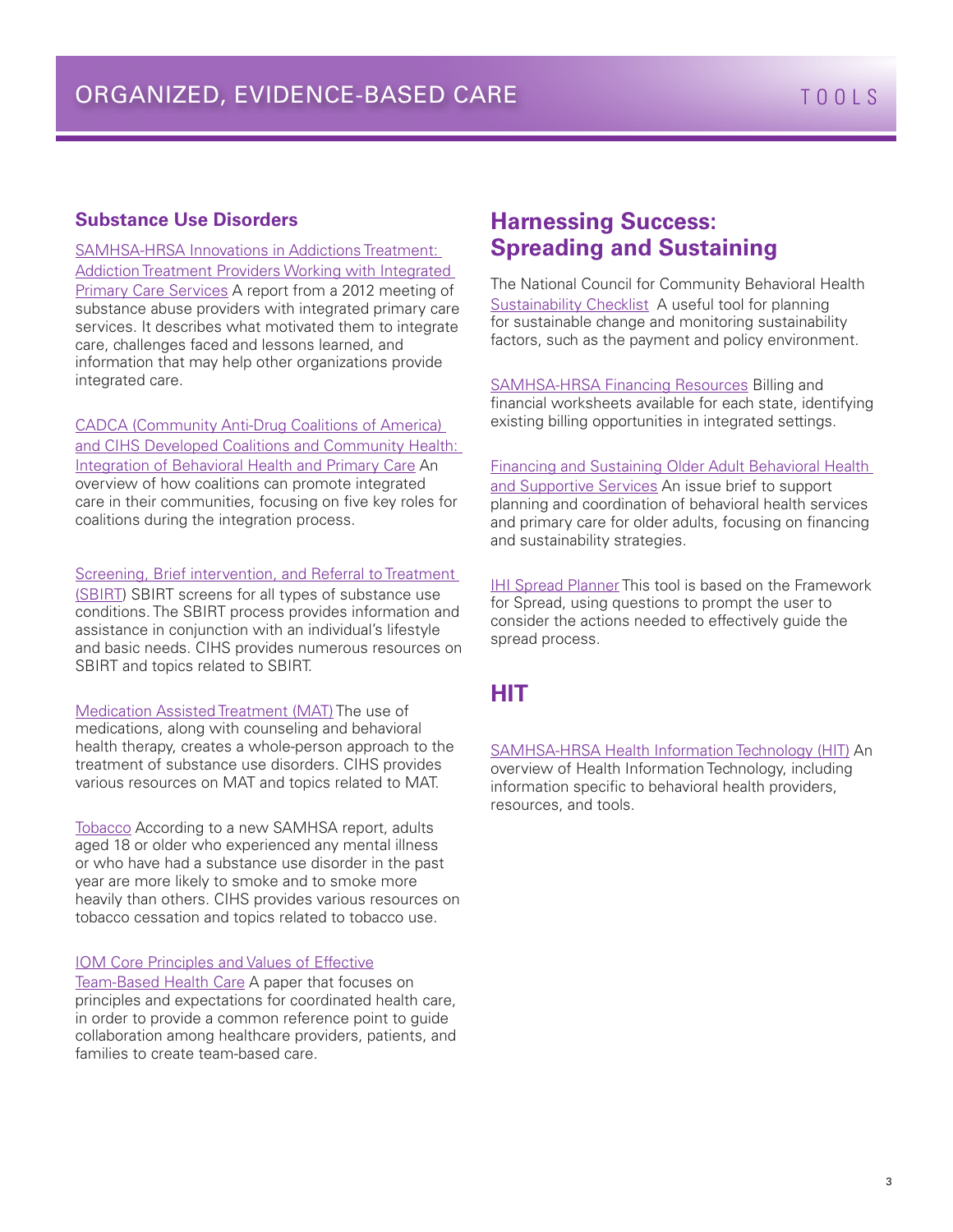# ORGANIZED, EVIDENCE-BASED CARE

TOOLS

### Substance Use Disorders

SAMHSA-HRSA Innovations in Addictions Treatment: Addiction Treatment Providers Working with Integrated Primary Care Services A report from a 2012 meeting of substance abuse providers with integrated primary care services. It describes what motivated them to integrate care, challenges faced and lessons learned, and information that may help other organizations provide integrated care.

CADCA (Community Anti-Drug Coalitions of America) and CIHS Developed Coalitions and Community Health: Integration of Behavioral Health and Primary Care An overview of how coalitions can promote integrated care in their communities, focusing on five key roles for coalitions during the integration process.

Screening, Brief intervention, and Referral to Treatment (SBIRT) SBIRT screens for all types of substance use conditions. The SBIRT process provides information and assistance in conjunction with an individual's lifestyle and basic needs. CIHS provides numerous resources on SBIRT and topics related to SBIRT.

Medication Assisted Treatment (MAT) The use of medications, along with counseling and behavioral health therapy, creates a whole-person approach to the treatment of substance use disorders. CIHS provides various resources on MAT and topics related to MAT.

Tobacco According to a new SAMHSA report, adults aged 18 or older who experienced any mental illness or who have had a substance use disorder in the past year are more likely to smoke and to smoke more heavily than others. CIHS provides various resources on tobacco cessation and topics related to tobacco use.

IOM Core Principles and Values of Effective Team-Based Health Care A paper that focuses on principles and expectations for coordinated health care, in order to provide a common reference point to guide collaboration among healthcare providers, patients, and families to create team-based care.

## Harnessing Success: Spreading and Sustaining

The National Council for Community Behavioral Health Sustainability Checklist A useful tool for planning for sustainable change and monitoring sustainability factors, such as the payment and policy environment.

SAMHSA-HRSA Financing Resources Billing and financial worksheets available for each state, identifying existing billing opportunities in integrated settings.

Financing and Sustaining Older Adult Behavioral Health and Supportive Services An issue brief to support planning and coordination of behavioral health services and primary care for older adults, focusing on financing and sustainability strategies.

IHI Spread Planner This tool is based on the Framework for Spread, using questions to prompt the user to consider the actions needed to effectively guide the spread process.

## HIT

SAMHSA-HRSA Health Information Technology (HIT) An overview of Health Information Technology, including information specific to behavioral health providers, resources, and tools.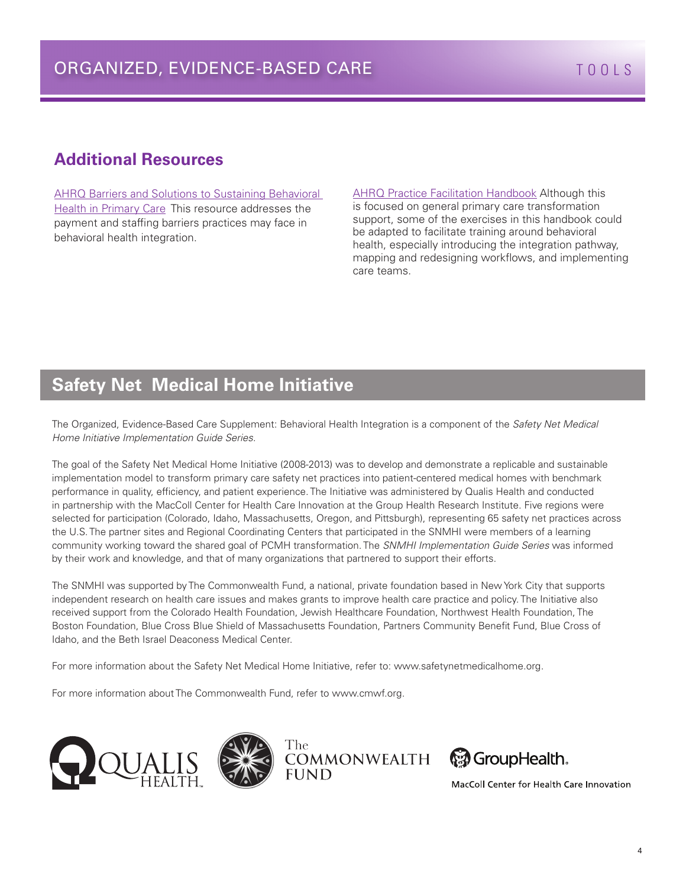## Additional Resources

AHRQ Barriers and Solutions to Sustaining Behavioral Health in Primary Care This resource addresses the payment and staffing barriers practices may face in behavioral health integration.

AHRQ Practice Facilitation Handbook Although this is focused on general primary care transformation support, some of the exercises in this handbook could be adapted to facilitate training around behavioral health, especially introducing the integration pathway, mapping and redesigning workflows, and implementing care teams.

## Safety Net Medical Home Initiative

The Organized, Evidence-Based Care Supplement: Behavioral Health Integration is a component of the *Safety Net Medical Home Initiative Implementation Guide Series.*

The goal of the Safety Net Medical Home Initiative (2008-2013) was to develop and demonstrate a replicable and sustainable implementation model to transform primary care safety net practices into patient-centered medical homes with benchmark performance in quality, efficiency, and patient experience. The Initiative was administered by Qualis Health and conducted in partnership with the MacColl Center for Health Care Innovation at the Group Health Research Institute. Five regions were selected for participation (Colorado, Idaho, Massachusetts, Oregon, and Pittsburgh), representing 65 safety net practices across the U.S. The partner sites and Regional Coordinating Centers that participated in the SNMHI were members of a learning community working toward the shared goal of PCMH transformation. The *SNMHI Implementation Guide Series* was informed by their work and knowledge, and that of many organizations that partnered to support their efforts.

The SNMHI was supported by The Commonwealth Fund, a national, private foundation based in New York City that supports independent research on health care issues and makes grants to improve health care practice and policy. The Initiative also received support from the Colorado Health Foundation, Jewish Healthcare Foundation, Northwest Health Foundation, The Boston Foundation, Blue Cross Blue Shield of Massachusetts Foundation, Partners Community Benefit Fund, Blue Cross of Idaho, and the Beth Israel Deaconess Medical Center.

For more information about the Safety Net Medical Home Initiative, refer to: www.safetynetmedicalhome.org.

For more information about The Commonwealth Fund, refer to www.cmwf.org.

QUALIS HEALTH

The COMMONWEALTH FUND

GroupHealth

MacColl Center for Health Care Innovation